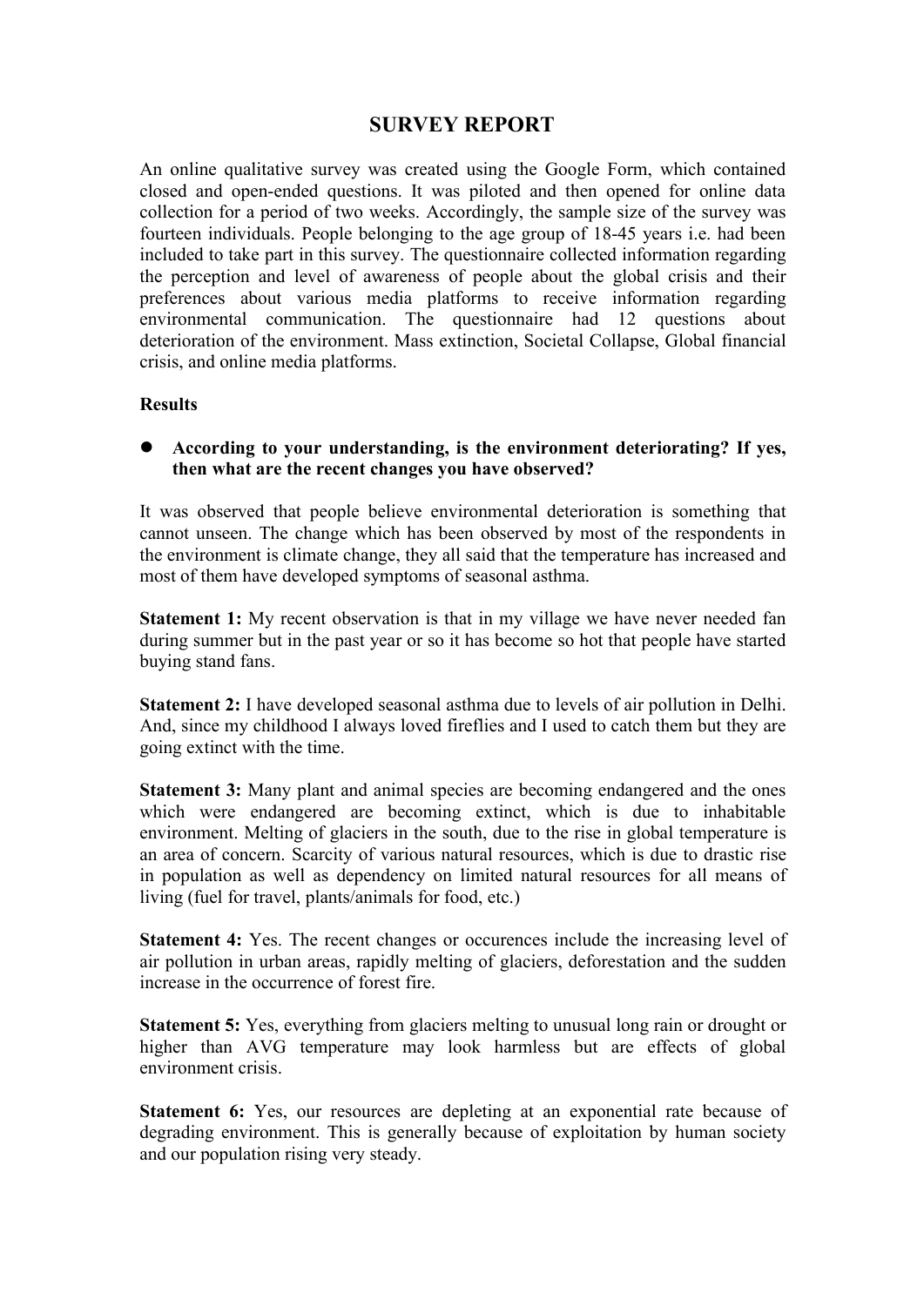# SURVEY REPORT

An online qualitative survey was created using the Google Form, which contained closed and open-ended questions. It was piloted and then opened for online data collection for a period of two weeks. Accordingly, the sample size of the survey was fourteen individuals. People belonging to the age group of 18-45 years i.e. had been included to take part in this survey. The questionnaire collected information regarding the perception and level of awareness of people about the global crisis and their preferences about various media platforms to receive information regarding environmental communication. The questionnaire had 12 questions about deterioration of the environment. Mass extinction, Societal Collapse, Global financial crisis, and online media platforms.

**Results**

- **According to your understanding, is the environment deteriorating? If yes, then what are the recent changes you have observed?**

It was observed that people believe environmental deterioration is something that cannot unseen. The change which has been observed by most of the respondents in the environment is climate change, they all said that the temperature has increased and most of them have developed symptoms of seasonal asthma.

**Statement 1:** My recent observation is that in my village we have never needed fan during summer but in the past year or so it has become so hot that people have started buying stand fans.

**Statement 2:** I have developed seasonal asthma due to levels of air pollution in Delhi. And, since my childhood I always loved fireflies and I used to catch them but they are going extinct with the time.

**Statement 3:** Many plant and animal species are becoming endangered and the ones which were endangered are becoming extinct, which is due to inhabitable environment. Melting of glaciers in the south, due to the rise in global temperature is an area of concern. Scarcity of various natural resources, which is due to drastic rise in population as well as dependency on limited natural resources for all means of living (fuel for travel, plants/animals for food, etc.)

**Statement 4:** Yes. The recent changes or occurences include the increasing level of air pollution in urban areas, rapidly melting of glaciers, deforestation and the sudden increase in the occurrence of forest fire.

**Statement 5:** Yes, everything from glaciers melting to unusual long rain or drought or higher than AVG temperature may look harmless but are effects of global environment crisis.

**Statement 6:** Yes, our resources are depleting at an exponential rate because of degrading environment. This is generally because of exploitation by human society and our population rising very steady.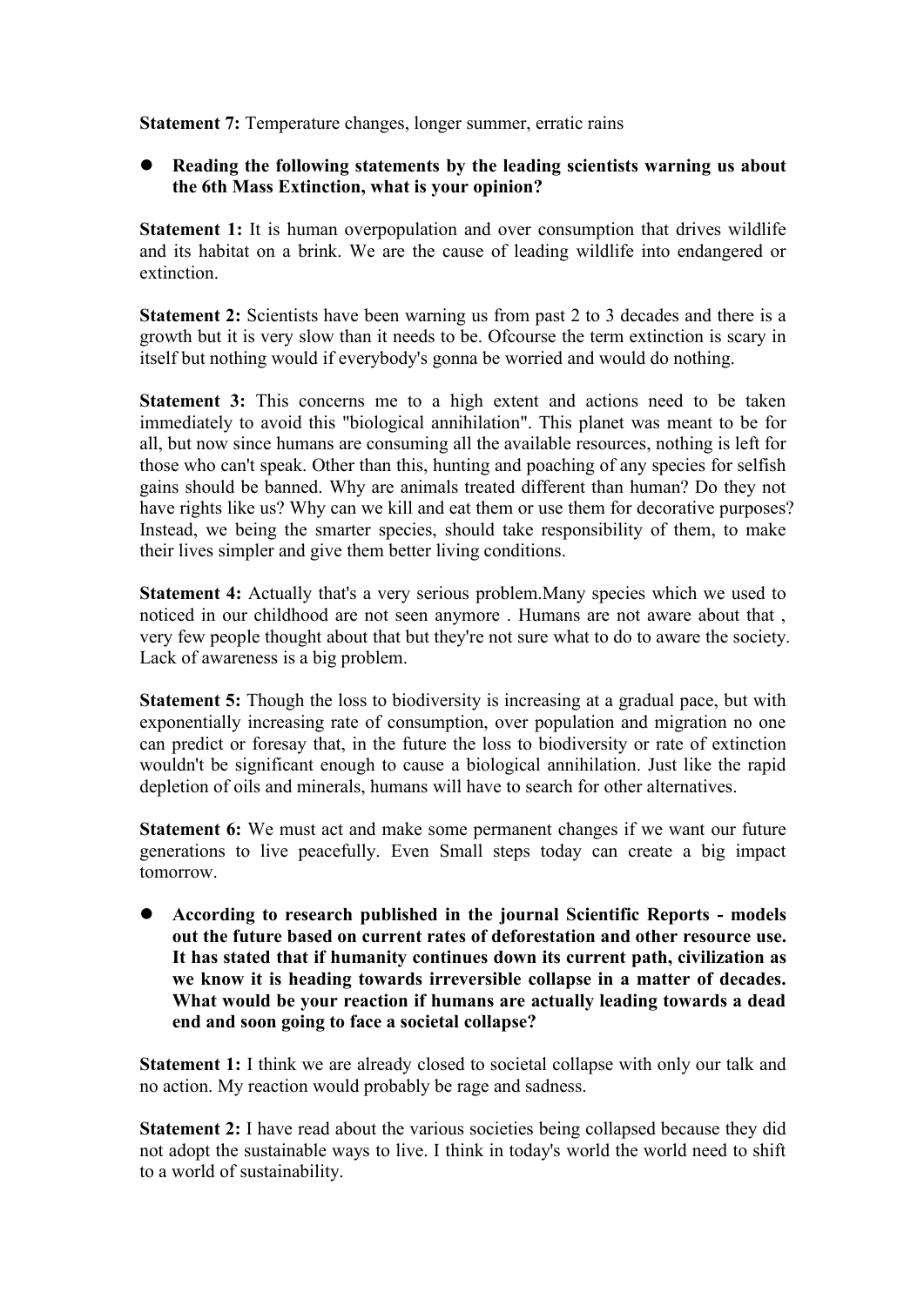**Statement 7:** Temperature changes, longer summer, erratic rains

- **Reading the following statements by the leading scientists warning us about the 6th Mass Extinction, what is your opinion?**

**Statement 1:** It is human overpopulation and over consumption that drives wildlife and its habitat on a brink. We are the cause of leading wildlife into endangered or extinction.

**Statement 2:** Scientists have been warning us from past 2 to 3 decades and there is a growth but it is very slow than it needs to be. Ofcourse the term extinction is scary in itself but nothing would if everybody's gonna be worried and would do nothing.

**Statement 3:** This concerns me to a high extent and actions need to be taken immediately to avoid this "biological annihilation". This planet was meant to be for all, but now since humans are consuming all the available resources, nothing is left for those who can't speak. Other than this, hunting and poaching of any species for selfish gains should be banned. Why are animals treated different than human? Do they not have rights like us? Why can we kill and eat them or use them for decorative purposes? Instead, we being the smarter species, should take responsibility of them, to make their lives simpler and give them better living conditions.

**Statement 4:** Actually that's a very serious problem.Many species which we used to noticed in our childhood are not seen anymore . Humans are not aware about that , very few people thought about that but they're not sure what to do to aware the society. Lack of awareness is a big problem.

**Statement 5:** Though the loss to biodiversity is increasing at a gradual pace, but with exponentially increasing rate of consumption, over population and migration no one can predict or foresay that, in the future the loss to biodiversity or rate of extinction wouldn't be significant enough to cause a biological annihilation. Just like the rapid depletion of oils and minerals, humans will have to search for other alternatives.

**Statement 6:** We must act and make some permanent changes if we want our future generations to live peacefully. Even Small steps today can create a big impact tomorrow.

- **According to research published in the journal Scientific Reports - models out the future based on current rates of deforestation and other resource use. It has stated that if humanity continues down its current path, civilization as we know it is heading towards irreversible collapse in a matter of decades. What would be your reaction if humans are actually leading towards a dead end and soon going to face a societal collapse?**

**Statement 1:** I think we are already closed to societal collapse with only our talk and no action. My reaction would probably be rage and sadness.

**Statement 2:** I have read about the various societies being collapsed because they did not adopt the sustainable ways to live. I think in today's world the world need to shift to a world of sustainability.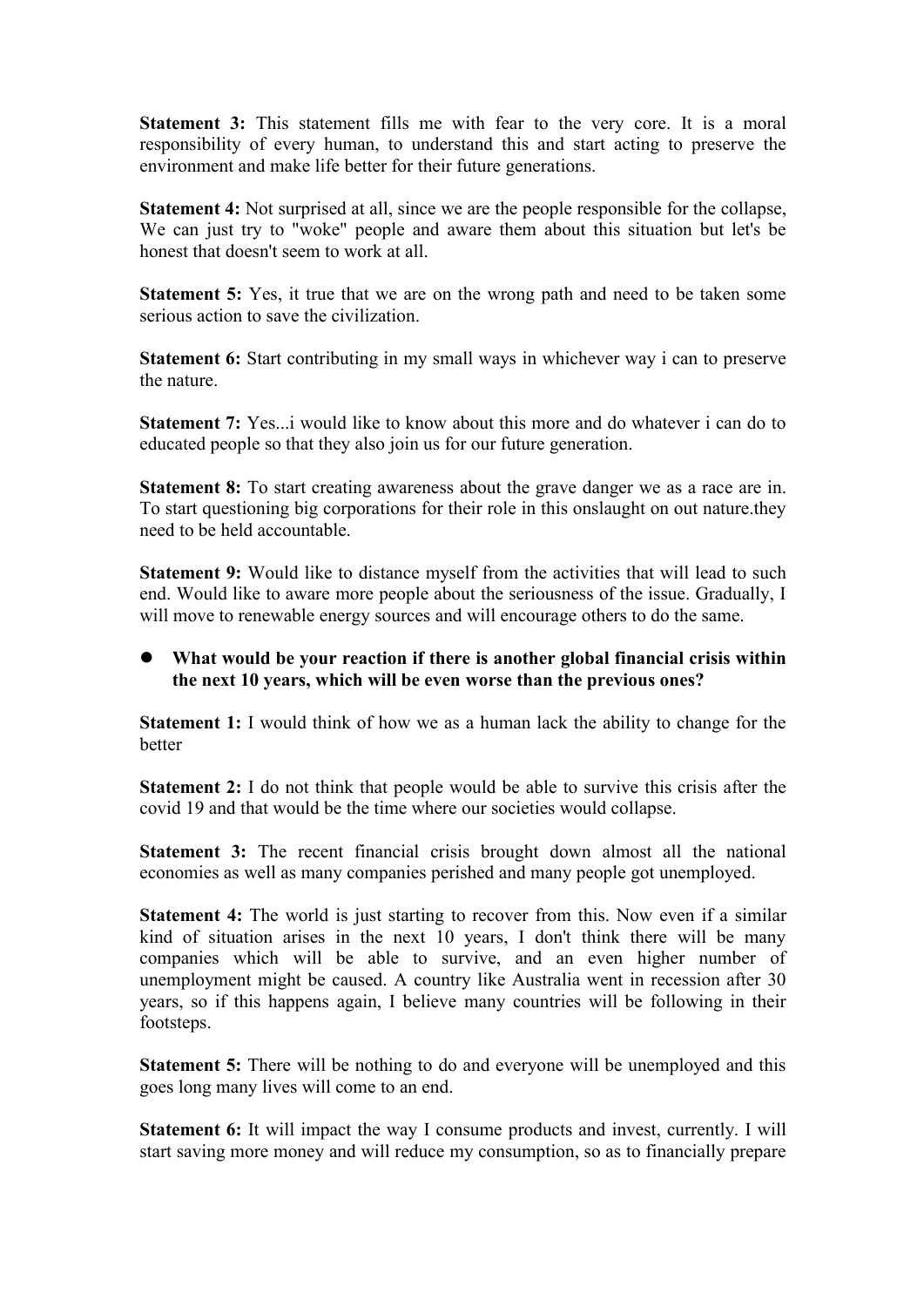**Statement 3:** This statement fills me with fear to the very core. It is a moral responsibility of every human, to understand this and start acting to preserve the environment and make life better for their future generations.

**Statement 4:** Not surprised at all, since we are the people responsible for the collapse, We can just try to "woke" people and aware them about this situation but let's be honest that doesn't seem to work at all.

**Statement 5:** Yes, it true that we are on the wrong path and need to be taken some serious action to save the civilization.

**Statement 6:** Start contributing in my small ways in whichever way i can to preserve the nature.

**Statement 7:** Yes...i would like to know about this more and do whatever i can do to educated people so that they also join us for our future generation.

**Statement 8:** To start creating awareness about the grave danger we as a race are in. To start questioning big corporations for their role in this onslaught on out nature.they need to be held accountable.

**Statement 9:** Would like to distance myself from the activities that will lead to such end. Would like to aware more people about the seriousness of the issue. Gradually, I will move to renewable energy sources and will encourage others to do the same.

- **What would be your reaction if there is another global financial crisis within the next 10 years, which will be even worse than the previous ones?**

**Statement 1:** I would think of how we as a human lack the ability to change for the better

**Statement 2:** I do not think that people would be able to survive this crisis after the covid 19 and that would be the time where our societies would collapse.

**Statement 3:** The recent financial crisis brought down almost all the national economies as well as many companies perished and many people got unemployed.

**Statement 4:** The world is just starting to recover from this. Now even if a similar kind of situation arises in the next 10 years, I don't think there will be many companies which will be able to survive, and an even higher number of unemployment might be caused. A country like Australia went in recession after 30 years, so if this happens again, I believe many countries will be following in their footsteps.

**Statement 5:** There will be nothing to do and everyone will be unemployed and this goes long many lives will come to an end.

**Statement 6:** It will impact the way I consume products and invest, currently. I will start saving more money and will reduce my consumption, so as to financially prepare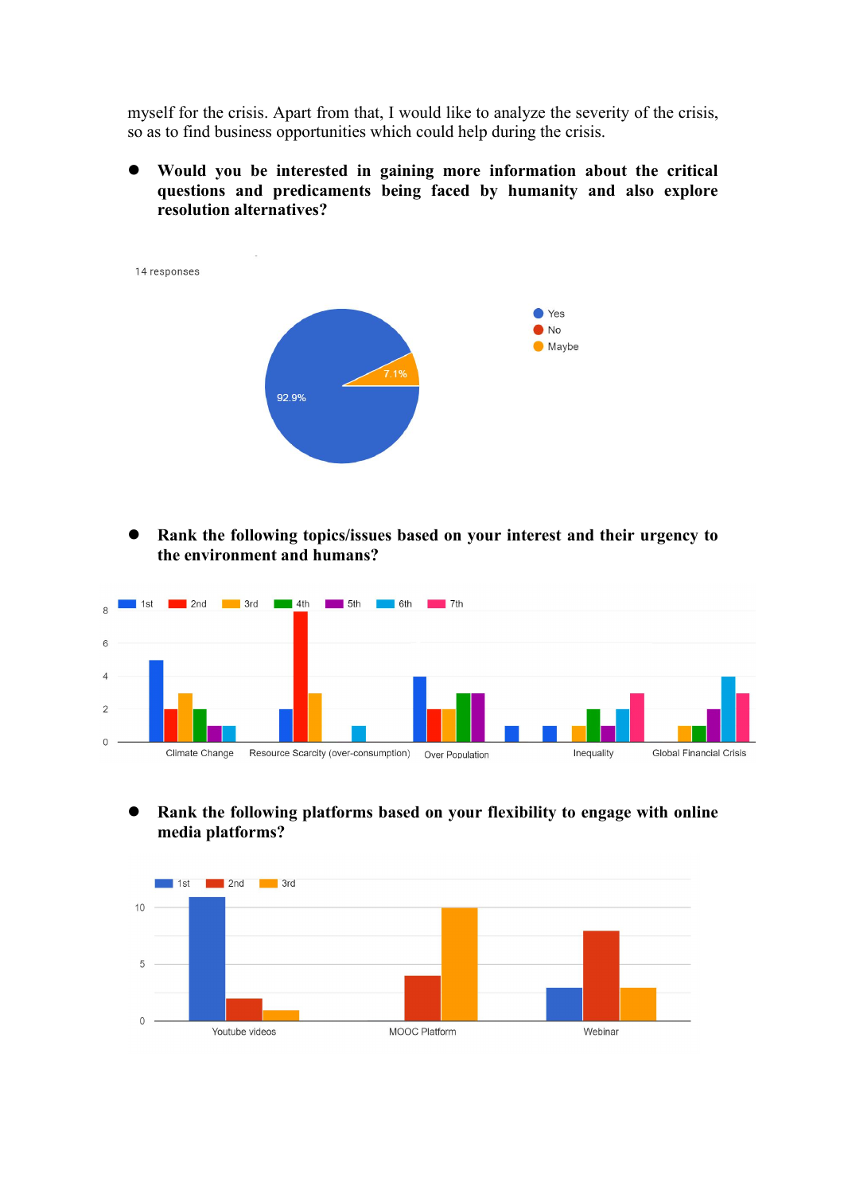myself for the crisis. Apart from that, I would like to analyze the severity of the crisis, so as to find business opportunities which could help during the crisis.

- **Would you be interested in gaining more information about the critical questions and predicaments being faced by humanity and also explore resolution alternatives?**

14 responses

Yes: 92.9%
No
Maybe: 7.1%

- **Rank the following topics/issues based on your interest and their urgency to the environment and humans?**

| | 1st | 2nd | 3rd | 4th | 5th | 6th | 7th |
|---|---|---|---|---|---|---|---|
| Climate Change | 5 | 2 | 3 | 2 | 1 | 1 | |
| Resource Scarcity (over-consumption) | 2 | 8 | 3 | | | 1 | |
| Over Population | 4 | 2 | 2 | 3 | 3 | | |
| Inequality | 1 | | 1 | 2 | 1 | 2 | 3 |
| Global Financial Crisis | | | 1 | 1 | 2 | 4 | 3 |

- **Rank the following platforms based on your flexibility to engage with online media platforms?**

| | 1st | 2nd | 3rd |
|---|---|---|---|
| Youtube videos | 11 | 2 | 1 |
| MOOC Platform | | 4 | 10 |
| Webinar | 3 | 8 | 3 |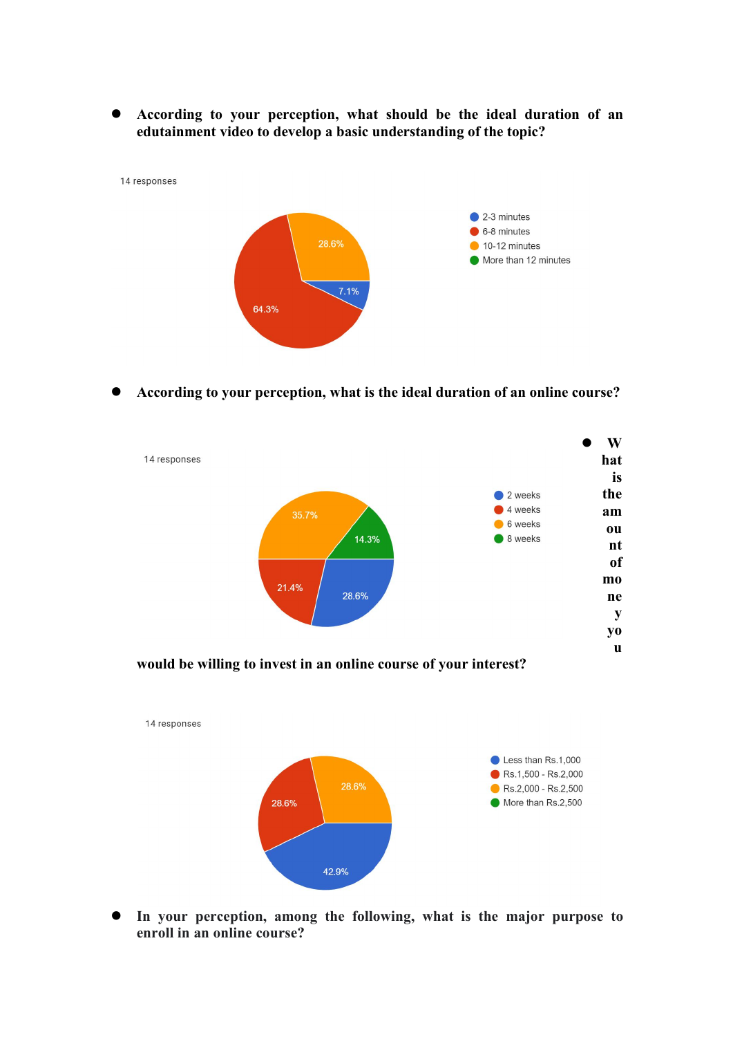- **According to your perception, what should be the ideal duration of an edutainment video to develop a basic understanding of the topic?**

14 responses

- 2-3 minutes: 7.1%
- 6-8 minutes: 64.3%
- 10-12 minutes: 28.6%
- More than 12 minutes

- **According to your perception, what is the ideal duration of an online course?**

14 responses

- 2 weeks: 28.6%
- 4 weeks: 21.4%
- 6 weeks: 35.7%
- 8 weeks: 14.3%

- **What is the amount of money you would be willing to invest in an online course of your interest?**

14 responses

- Less than Rs.1,000: 42.9%
- Rs.1,500 - Rs.2,000: 28.6%
- Rs.2,000 - Rs.2,500: 28.6%
- More than Rs.2,500

- **In your perception, among the following, what is the major purpose to enroll in an online course?**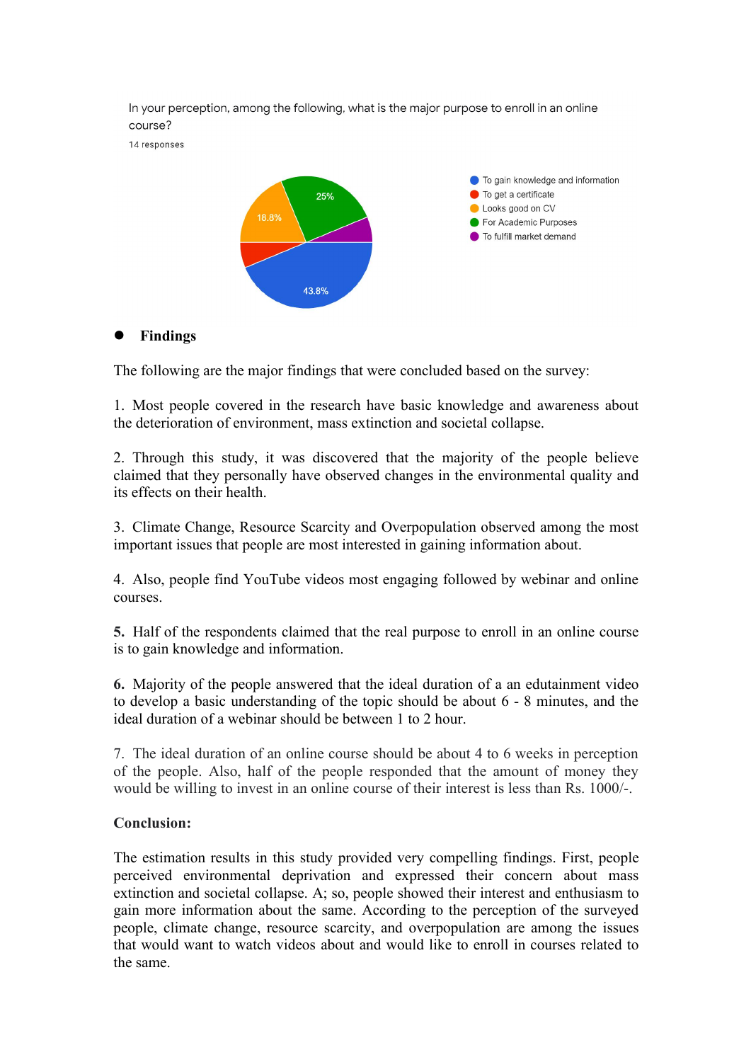In your perception, among the following, what is the major purpose to enroll in an online course?

14 responses

25%

18.8%

43.8%

To gain knowledge and information

To get a certificate

Looks good on CV

For Academic Purposes

To fulfill market demand

- **Findings**

The following are the major findings that were concluded based on the survey:

1. Most people covered in the research have basic knowledge and awareness about the deterioration of environment, mass extinction and societal collapse.

2. Through this study, it was discovered that the majority of the people believe claimed that they personally have observed changes in the environmental quality and its effects on their health.

3. Climate Change, Resource Scarcity and Overpopulation observed among the most important issues that people are most interested in gaining information about.

4. Also, people find YouTube videos most engaging followed by webinar and online courses.

**5.** Half of the respondents claimed that the real purpose to enroll in an online course is to gain knowledge and information.

**6.** Majority of the people answered that the ideal duration of a an edutainment video to develop a basic understanding of the topic should be about 6 - 8 minutes, and the ideal duration of a webinar should be between 1 to 2 hour.

7. The ideal duration of an online course should be about 4 to 6 weeks in perception of the people. Also, half of the people responded that the amount of money they would be willing to invest in an online course of their interest is less than Rs. 1000/-.

**Conclusion:**

The estimation results in this study provided very compelling findings. First, people perceived environmental deprivation and expressed their concern about mass extinction and societal collapse. A; so, people showed their interest and enthusiasm to gain more information about the same. According to the perception of the surveyed people, climate change, resource scarcity, and overpopulation are among the issues that would want to watch videos about and would like to enroll in courses related to the same.